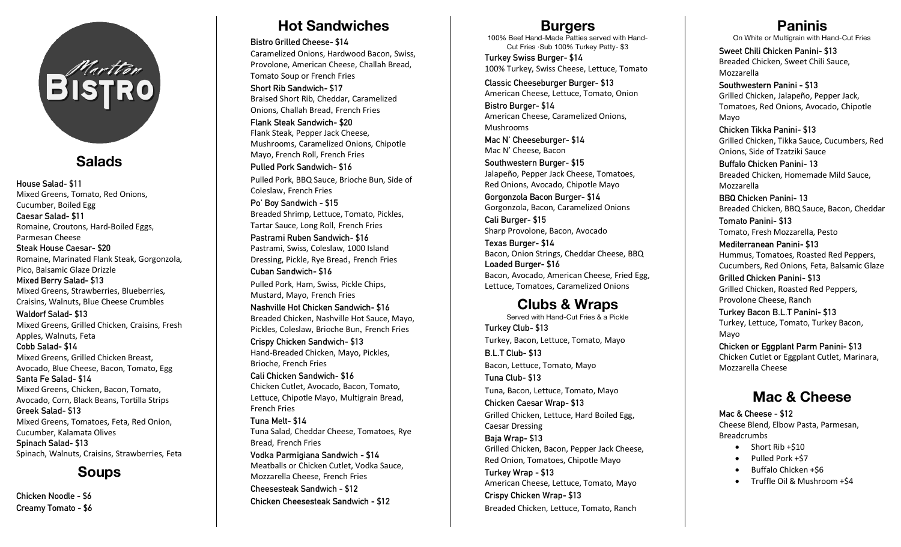# Marlton Bistro

## Salads

**House Salad- $11**
Mixed Greens, Tomato, Red Onions, Cucumber, Boiled Egg

**Caesar Salad- $11**
Romaine, Croutons, Hard-Boiled Eggs, Parmesan Cheese

**Steak House Caesar- $20**
Romaine, Marinated Flank Steak, Gorgonzola, Pico, Balsamic Glaze Drizzle

**Mixed Berry Salad- $13**
Mixed Greens, Strawberries, Blueberries, Craisins, Walnuts, Blue Cheese Crumbles

**Waldorf Salad- $13**
Mixed Greens, Grilled Chicken, Craisins, Fresh Apples, Walnuts, Feta

**Cobb Salad- $14**
Mixed Greens, Grilled Chicken Breast, Avocado, Blue Cheese, Bacon, Tomato, Egg

**Santa Fe Salad- $14**
Mixed Greens, Chicken, Bacon, Tomato, Avocado, Corn, Black Beans, Tortilla Strips

**Greek Salad- $13**
Mixed Greens, Tomatoes, Feta, Red Onion, Cucumber, Kalamata Olives

**Spinach Salad- $13**
Spinach, Walnuts, Craisins, Strawberries, Feta

## Soups

**Chicken Noodle - $6**

**Creamy Tomato - $6**

## Hot Sandwiches

**Bistro Grilled Cheese- $14**
Caramelized Onions, Hardwood Bacon, Swiss, Provolone, American Cheese, Challah Bread, Tomato Soup or French Fries

**Short Rib Sandwich- $17**
Braised Short Rib, Cheddar, Caramelized Onions, Challah Bread, French Fries

**Flank Steak Sandwich- $20**
Flank Steak, Pepper Jack Cheese, Mushrooms, Caramelized Onions, Chipotle Mayo, French Roll, French Fries

**Pulled Pork Sandwich- $16**
Pulled Pork, BBQ Sauce, Brioche Bun, Side of Coleslaw, French Fries

**Po' Boy Sandwich - $15**
Breaded Shrimp, Lettuce, Tomato, Pickles, Tartar Sauce, Long Roll, French Fries

**Pastrami Ruben Sandwich- $16**
Pastrami, Swiss, Coleslaw, 1000 Island Dressing, Pickle, Rye Bread, French Fries

**Cuban Sandwich- $16**
Pulled Pork, Ham, Swiss, Pickle Chips, Mustard, Mayo, French Fries

**Nashville Hot Chicken Sandwich- $16**
Breaded Chicken, Nashville Hot Sauce, Mayo, Pickles, Coleslaw, Brioche Bun, French Fries

**Crispy Chicken Sandwich- $13**
Hand-Breaded Chicken, Mayo, Pickles, Brioche, French Fries

**Cali Chicken Sandwich- $16**
Chicken Cutlet, Avocado, Bacon, Tomato, Lettuce, Chipotle Mayo, Multigrain Bread, French Fries

**Tuna Melt- $14**
Tuna Salad, Cheddar Cheese, Tomatoes, Rye Bread, French Fries

**Vodka Parmigiana Sandwich - $14**
Meatballs or Chicken Cutlet, Vodka Sauce, Mozzarella Cheese, French Fries

**Cheesesteak Sandwich - $12**

**Chicken Cheesesteak Sandwich - $12**

## Burgers

100% Beef Hand-Made Patties served with Hand-Cut Fries ·Sub 100% Turkey Patty- $3

**Turkey Swiss Burger- $14**
100% Turkey, Swiss Cheese, Lettuce, Tomato

**Classic Cheeseburger Burger- $13**
American Cheese, Lettuce, Tomato, Onion

**Bistro Burger- $14**
American Cheese, Caramelized Onions, Mushrooms

**Mac N' Cheeseburger- $14**
Mac N' Cheese, Bacon

**Southwestern Burger- $15**
Jalapeño, Pepper Jack Cheese, Tomatoes, Red Onions, Avocado, Chipotle Mayo

**Gorgonzola Bacon Burger- $14**
Gorgonzola, Bacon, Caramelized Onions

**Cali Burger- $15**
Sharp Provolone, Bacon, Avocado

**Texas Burger- $14**
Bacon, Onion Strings, Cheddar Cheese, BBQ

**Loaded Burger- $16**
Bacon, Avocado, American Cheese, Fried Egg, Lettuce, Tomatoes, Caramelized Onions

## Clubs & Wraps

Served with Hand-Cut Fries & a Pickle

**Turkey Club- $13**
Turkey, Bacon, Lettuce, Tomato, Mayo

**B.L.T Club- $13**
Bacon, Lettuce, Tomato, Mayo

**Tuna Club- $13**
Tuna, Bacon, Lettuce, Tomato, Mayo

**Chicken Caesar Wrap- $13**
Grilled Chicken, Lettuce, Hard Boiled Egg, Caesar Dressing

**Baja Wrap- $13**
Grilled Chicken, Bacon, Pepper Jack Cheese, Red Onion, Tomatoes, Chipotle Mayo

**Turkey Wrap - $13**
American Cheese, Lettuce, Tomato, Mayo

**Crispy Chicken Wrap- $13**
Breaded Chicken, Lettuce, Tomato, Ranch

## Paninis

On White or Multigrain with Hand-Cut Fries

**Sweet Chili Chicken Panini- $13**
Breaded Chicken, Sweet Chili Sauce, Mozzarella

**Southwestern Panini - $13**
Grilled Chicken, Jalapeño, Pepper Jack, Tomatoes, Red Onions, Avocado, Chipotle Mayo

**Chicken Tikka Panini- $13**
Grilled Chicken, Tikka Sauce, Cucumbers, Red Onions, Side of Tzatziki Sauce

**Buffalo Chicken Panini- 13**
Breaded Chicken, Homemade Mild Sauce, Mozzarella

**BBQ Chicken Panini- 13**
Breaded Chicken, BBQ Sauce, Bacon, Cheddar

**Tomato Panini- $13**
Tomato, Fresh Mozzarella, Pesto

**Mediterranean Panini- $13**
Hummus, Tomatoes, Roasted Red Peppers, Cucumbers, Red Onions, Feta, Balsamic Glaze

**Grilled Chicken Panini- $13**
Grilled Chicken, Roasted Red Peppers, Provolone Cheese, Ranch

**Turkey Bacon B.L.T Panini- $13**
Turkey, Lettuce, Tomato, Turkey Bacon, Mayo

**Chicken or Eggplant Parm Panini- $13**
Chicken Cutlet or Eggplant Cutlet, Marinara, Mozzarella Cheese

## Mac & Cheese

**Mac & Cheese - $12**
Cheese Blend, Elbow Pasta, Parmesan, Breadcrumbs

- Short Rib +$10
- Pulled Pork +$7
- Buffalo Chicken +$6
- Truffle Oil & Mushroom +$4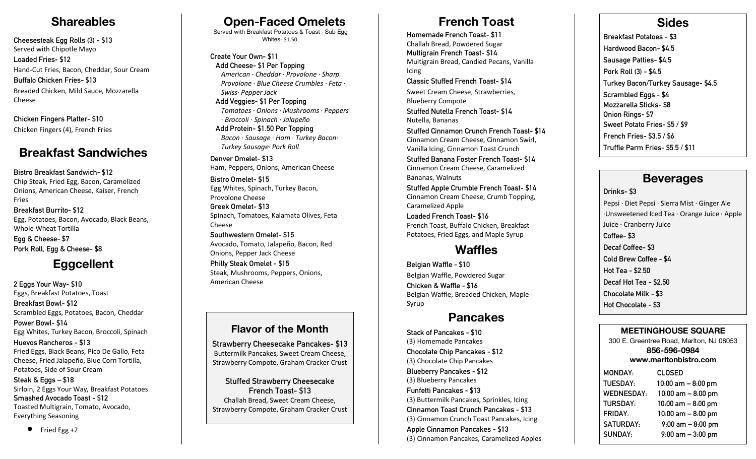## Shareables

**Cheesesteak Egg Rolls (3) - $13**
Served with Chipotle Mayo

**Loaded Fries- $12**
Hand-Cut Fries, Bacon, Cheddar, Sour Cream

**Buffalo Chicken Fries- $13**
Breaded Chicken, Mild Sauce, Mozzarella Cheese

**Chicken Fingers Platter- $10**
Chicken Fingers (4), French Fries

## Breakfast Sandwiches

**Bistro Breakfast Sandwich- $12**
Chip Steak, Fried Egg, Bacon, Caramelized Onions, American Cheese, Kaiser, French Fries

**Breakfast Burrito- $12**
Egg, Potatoes, Bacon, Avocado, Black Beans, Whole Wheat Tortilla

**Egg & Cheese- $7**

**Pork Roll, Egg & Cheese- $8**

## Eggcellent

**2 Eggs Your Way- $10**
Eggs, Breakfast Potatoes, Toast

**Breakfast Bowl- $12**
Scrambled Eggs, Potatoes, Bacon, Cheddar

**Power Bowl- $14**
Egg Whites, Turkey Bacon, Broccoli, Spinach

**Huevos Rancheros - $13**
Fried Eggs, Black Beans, Pico De Gallo, Feta Cheese, Fried Jalapeño, Blue Corn Tortilla, Potatoes, Side of Sour Cream

**Steak & Eggs – $18**
Sirloin, 2 Eggs Your Way, Breakfast Potatoes

**Smashed Avocado Toast - $12**
Toasted Multigrain, Tomato, Avocado, Everything Seasoning

- Fried Egg +2

## Open-Faced Omelets

Served with Breakfast Potatoes & Toast · Sub Egg Whites- $1.50

**Create Your Own- $11**

**Add Cheese- $1 Per Topping**
*American · Cheddar · Provolone · Sharp Provolone · Blue Cheese Crumbles · Feta · Swiss· Pepper Jack*

**Add Veggies- $1 Per Topping**
*Tomatoes · Onions · Mushrooms · Peppers · Broccoli · Spinach · Jalapeño*

**Add Protein- $1.50 Per Topping**
*Bacon · Sausage · Ham · Turkey Bacon· Turkey Sausage· Pork Roll*

**Denver Omelet- $13**
Ham, Peppers, Onions, American Cheese

**Bistro Omelet- $15**
Egg Whites, Spinach, Turkey Bacon, Provolone Cheese

**Greek Omelet- $13**
Spinach, Tomatoes, Kalamata Olives, Feta Cheese

**Southwestern Omelet- $15**
Avocado, Tomato, Jalapeño, Bacon, Red Onions, Pepper Jack Cheese

**Philly Steak Omelet - $15**
Steak, Mushrooms, Peppers, Onions, American Cheese

### Flavor of the Month

**Strawberry Cheesecake Pancakes- $13**
Buttermilk Pancakes, Sweet Cream Cheese, Strawberry Compote, Graham Cracker Crust

**Stuffed Strawberry Cheesecake French Toast- $13**
Challah Bread, Sweet Cream Cheese, Strawberry Compote, Graham Cracker Crust

## French Toast

**Homemade French Toast- $11**
Challah Bread, Powdered Sugar

**Multigrain French Toast- $14**
Multigrain Bread, Candied Pecans, Vanilla Icing

**Classic Stuffed French Toast- $14**
Sweet Cream Cheese, Strawberries, Blueberry Compote

**Stuffed Nutella French Toast- $14**
Nutella, Bananas

**Stuffed Cinnamon Crunch French Toast- $14**
Cinnamon Cream Cheese, Cinnamon Swirl, Vanilla Icing, Cinnamon Toast Crunch

**Stuffed Banana Foster French Toast- $14**
Cinnamon Cream Cheese, Caramelized Bananas, Walnuts

**Stuffed Apple Crumble French Toast- $14**
Cinnamon Cream Cheese, Crumb Topping, Caramelized Apple

**Loaded French Toast- $16**
French Toast, Buffalo Chicken, Breakfast Potatoes, Fried Eggs, and Maple Syrup

## Waffles

**Belgian Waffle - $10**
Belgian Waffle, Powdered Sugar

**Chicken & Waffle - $16**
Belgian Waffle, Breaded Chicken, Maple Syrup

## Pancakes

**Stack of Pancakes - $10**
(3) Homemade Pancakes

**Chocolate Chip Pancakes - $12**
(3) Chocolate Chip Pancakes

**Blueberry Pancakes - $12**
(3) Blueberry Pancakes

**Funfetti Pancakes - $13**
(3) Buttermilk Pancakes, Sprinkles, Icing

**Cinnamon Toast Crunch Pancakes - $13**
(3) Cinnamon Crunch Toast Pancakes, Icing

**Apple Cinnamon Pancakes - $13**
(3) Cinnamon Pancakes, Caramelized Apples

## Sides

**Breakfast Potatoes - $3**
**Hardwood Bacon- $4.5**
**Sausage Patties- $4.5**
**Pork Roll (3) - $4.5**
**Turkey Bacon/Turkey Sausage- $4.5**
**Scrambled Eggs - $4**
**Mozzarella Sticks- $8**
**Onion Rings- $7**
**Sweet Potato Fries- $5 / $9**
**French Fries- $3.5 / $6**
**Truffle Parm Fries- $5.5 / $11**

## Beverages

**Drinks- $3**
Pepsi · Diet Pepsi · Sierra Mist · Ginger Ale ·Unsweetened Iced Tea · Orange Juice · Apple Juice · Cranberry Juice

**Coffee- $3**
**Decaf Coffee- $3**
**Cold Brew Coffee - $4**
**Hot Tea - $2.50**
**Decaf Hot Tea - $2.50**
**Chocolate Milk - $3**
**Hot Chocolate - $3**

**MEETINGHOUSE SQUARE**
300 E. Greentree Road, Marlton, NJ 08053
**856-596-0984**
**www.marltonbistro.com**

| | |
|---|---|
| MONDAY: | CLOSED |
| TUESDAY: | 10:00 am – 8:00 pm |
| WEDNESDAY: | 10:00 am – 8:00 pm |
| TURSDAY: | 10:00 am – 8:00 pm |
| FRIDAY: | 10:00 am – 8:00 pm |
| SATURDAY: | 9:00 am – 8:00 pm |
| SUNDAY: | 9:00 am – 3:00 pm |